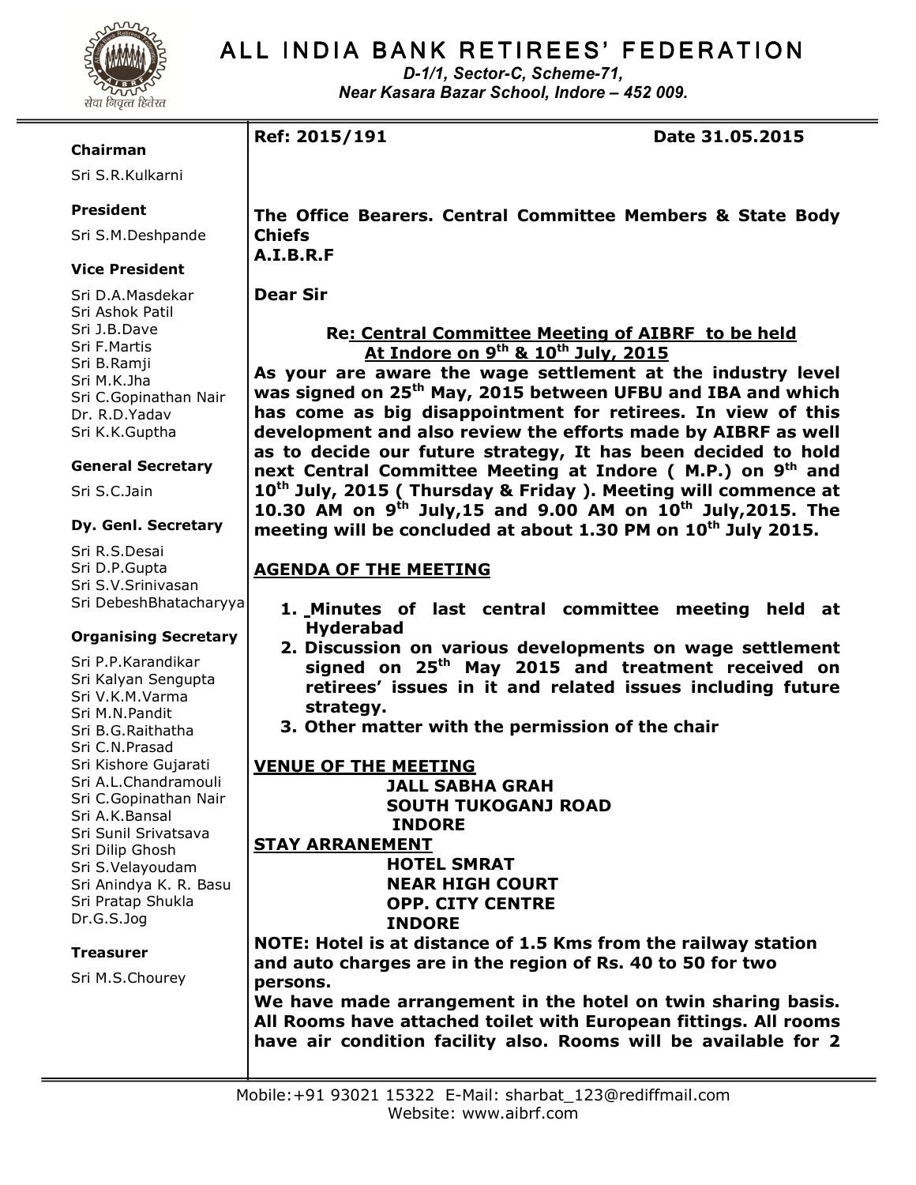# ALL INDIA BANK RETIREES' FEDERATION

*D-1/1, Sector-C, Scheme-71,*
*Near Kasara Bazar School, Indore – 452 009.*

सेवा निवृत्त हितरत

**Chairman**
Sri S.R.Kulkarni

**President**
Sri S.M.Deshpande

**Vice President**
Sri D.A.Masdekar
Sri Ashok Patil
Sri J.B.Dave
Sri F.Martis
Sri B.Ramji
Sri M.K.Jha
Sri C.Gopinathan Nair
Dr. R.D.Yadav
Sri K.K.Guptha

**General Secretary**
Sri S.C.Jain

**Dy. Genl. Secretary**
Sri R.S.Desai
Sri D.P.Gupta
Sri S.V.Srinivasan
Sri DebeshBhatacharyya

**Organising Secretary**
Sri P.P.Karandikar
Sri Kalyan Sengupta
Sri V.K.M.Varma
Sri M.N.Pandit
Sri B.G.Raithatha
Sri C.N.Prasad
Sri Kishore Gujarati
Sri A.L.Chandramouli
Sri C.Gopinathan Nair
Sri A.K.Bansal
Sri Sunil Srivatsava
Sri Dilip Ghosh
Sri S.Velayoudam
Sri Anindya K. R. Basu
Sri Pratap Shukla
Dr.G.S.Jog

**Treasurer**
Sri M.S.Chourey

---

**Ref: 2015/191** **Date 31.05.2015**

**The Office Bearers. Central Committee Members & State Body Chiefs**
**A.I.B.R.F**

**Dear Sir**

**Re: <u>Central Committee Meeting of AIBRF to be held At Indore on 9th & 10th July, 2015</u>**

**As your are aware the wage settlement at the industry level was signed on 25th May, 2015 between UFBU and IBA and which has come as big disappointment for retirees. In view of this development and also review the efforts made by AIBRF as well as to decide our future strategy, It has been decided to hold next Central Committee Meeting at Indore ( M.P.) on 9th and 10th July, 2015 ( Thursday & Friday ). Meeting will commence at 10.30 AM on 9th July,15 and 9.00 AM on 10th July,2015. The meeting will be concluded at about 1.30 PM on 10th July 2015.**

**<u>AGENDA OF THE MEETING</u>**

1. **Minutes of last central committee meeting held at Hyderabad**
2. **Discussion on various developments on wage settlement signed on 25th May 2015 and treatment received on retirees' issues in it and related issues including future strategy.**
3. **Other matter with the permission of the chair**

**<u>VENUE OF THE MEETING</u>**

**JALL SABHA GRAH**
**SOUTH TUKOGANJ ROAD**
**INDORE**

**<u>STAY ARRANEMENT</u>**

**HOTEL SMRAT**
**NEAR HIGH COURT**
**OPP. CITY CENTRE**
**INDORE**

**NOTE: Hotel is at distance of 1.5 Kms from the railway station and auto charges are in the region of Rs. 40 to 50 for two persons.**
**We have made arrangement in the hotel on twin sharing basis. All Rooms have attached toilet with European fittings. All rooms have air condition facility also. Rooms will be available for 2**

Mobile:+91 93021 15322 E-Mail: sharbat_123@rediffmail.com
Website: www.aibrf.com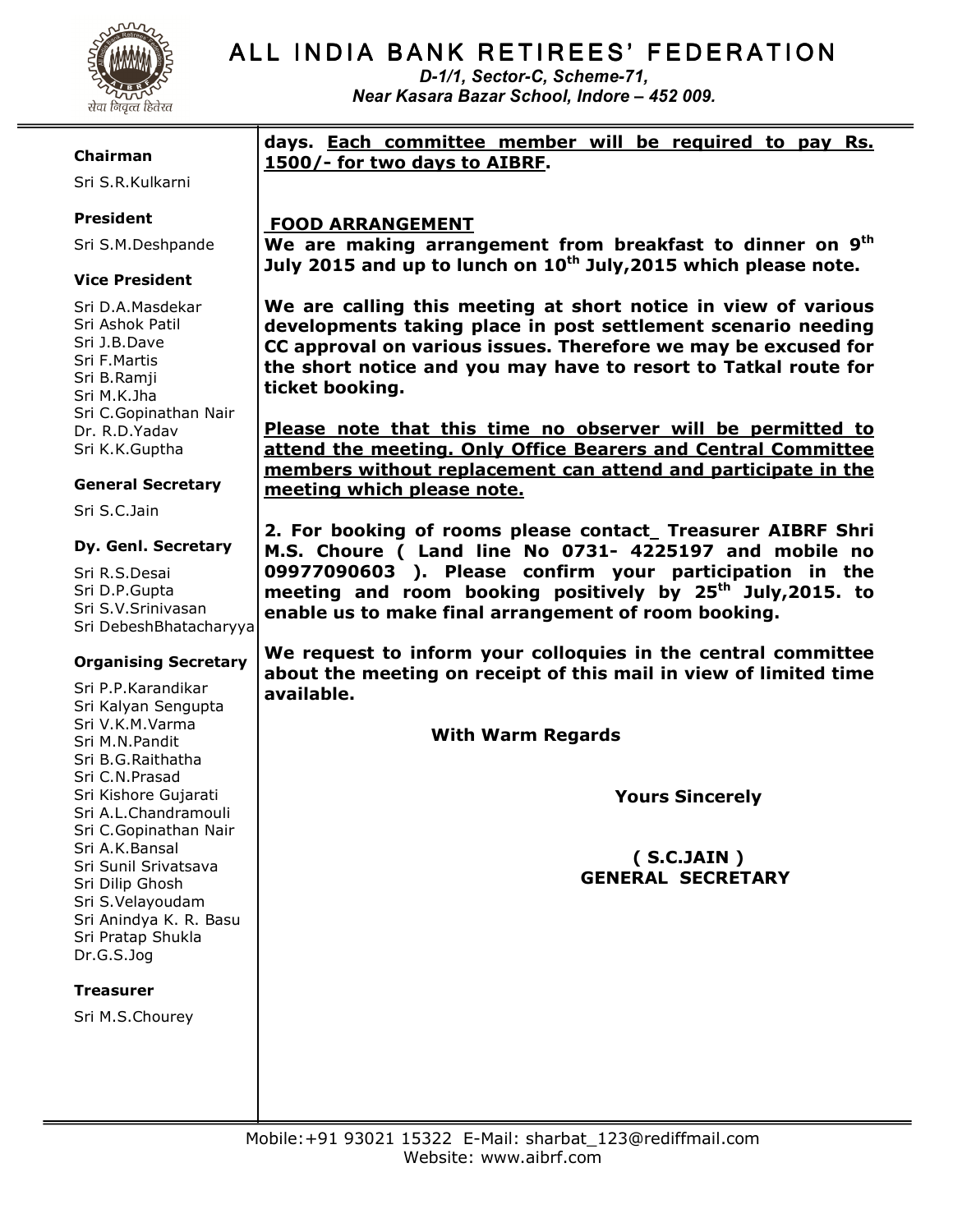# ALL INDIA BANK RETIREES' FEDERATION

*D-1/1, Sector-C, Scheme-71,*
*Near Kasara Bazar School, Indore – 452 009.*

**Chairman**
Sri S.R.Kulkarni

**President**
Sri S.M.Deshpande

**Vice President**
Sri D.A.Masdekar
Sri Ashok Patil
Sri J.B.Dave
Sri F.Martis
Sri B.Ramji
Sri M.K.Jha
Sri C.Gopinathan Nair
Dr. R.D.Yadav
Sri K.K.Guptha

**General Secretary**
Sri S.C.Jain

**Dy. Genl. Secretary**
Sri R.S.Desai
Sri D.P.Gupta
Sri S.V.Srinivasan
Sri DebeshBhatacharyya

**Organising Secretary**
Sri P.P.Karandikar
Sri Kalyan Sengupta
Sri V.K.M.Varma
Sri M.N.Pandit
Sri B.G.Raithatha
Sri C.N.Prasad
Sri Kishore Gujarati
Sri A.L.Chandramouli
Sri C.Gopinathan Nair
Sri A.K.Bansal
Sri Sunil Srivatsava
Sri Dilip Ghosh
Sri S.Velayoudam
Sri Anindya K. R. Basu
Sri Pratap Shukla
Dr.G.S.Jog

**Treasurer**
Sri M.S.Chourey

---

**days. Each committee member will be required to pay Rs. 1500/- for two days to AIBRF.**

**FOOD ARRANGEMENT**

**We are making arrangement from breakfast to dinner on 9th July 2015 and up to lunch on 10th July,2015 which please note.**

**We are calling this meeting at short notice in view of various developments taking place in post settlement scenario needing CC approval on various issues. Therefore we may be excused for the short notice and you may have to resort to Tatkal route for ticket booking.**

**Please note that this time no observer will be permitted to attend the meeting. Only Office Bearers and Central Committee members without replacement can attend and participate in the meeting which please note.**

**2. For booking of rooms please contact_ Treasurer AIBRF Shri M.S. Choure ( Land line No 0731- 4225197 and mobile no 09977090603 ). Please confirm your participation in the meeting and room booking positively by 25th July,2015. to enable us to make final arrangement of room booking.**

**We request to inform your colloquies in the central committee about the meeting on receipt of this mail in view of limited time available.**

**With Warm Regards**

**Yours Sincerely**

**( S.C.JAIN )**
**GENERAL SECRETARY**

Mobile:+91 93021 15322 E-Mail: sharbat_123@rediffmail.com
Website: www.aibrf.com